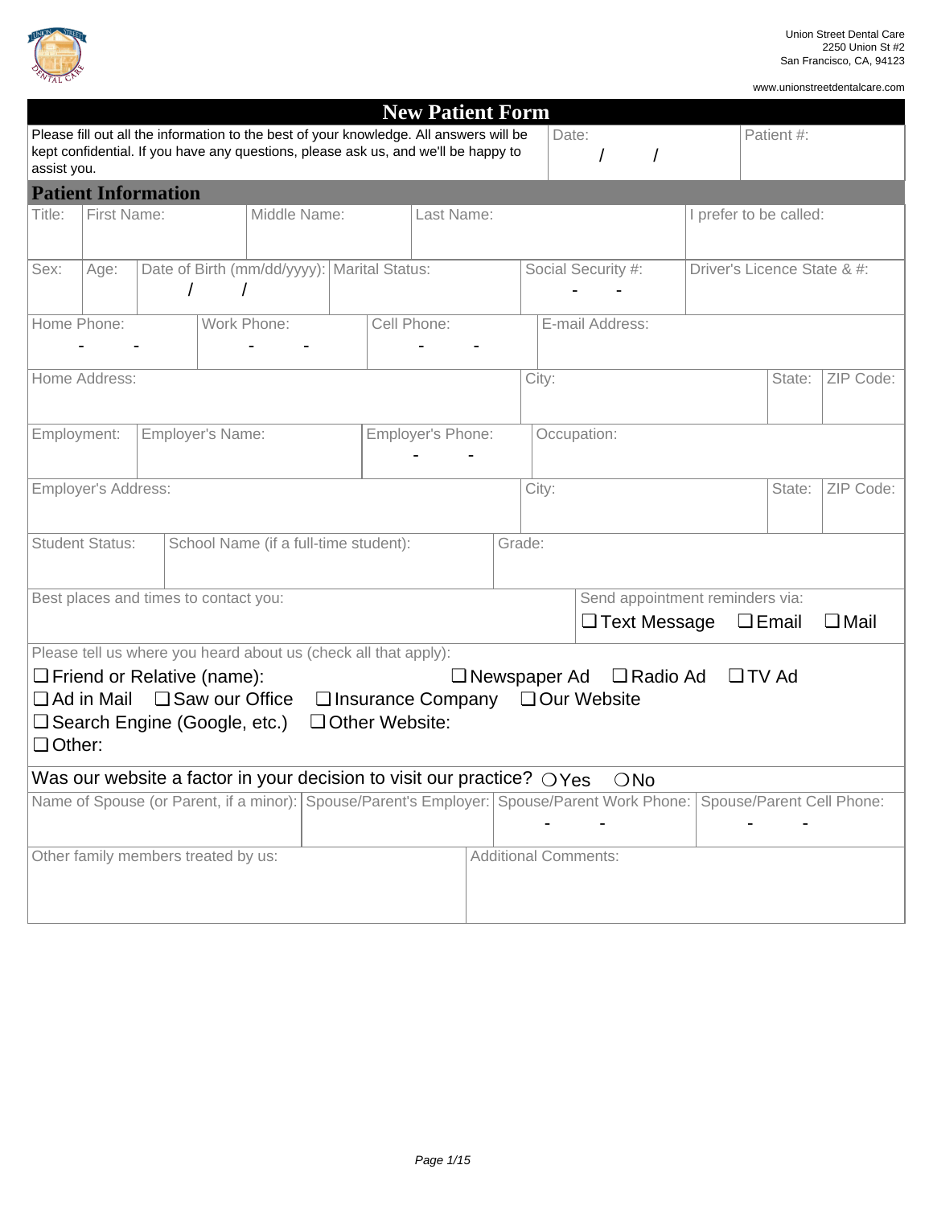Union Street Dental Care
2250 Union St #2
San Francisco, CA, 94123

www.unionstreetdentalcare.com

# New Patient Form

| Please fill out all the information to the best of your knowledge. All answers will be kept confidential. If you have any questions, please ask us, and we'll be happy to assist you. | Date: / / | Patient #: |
|---|---|---|

## Patient Information

| Title: | First Name: | Middle Name: | Last Name: | I prefer to be called: |
|---|---|---|---|---|
| | | | | |

| Sex: | Age: | Date of Birth (mm/dd/yyyy): / / | Marital Status: | Social Security #: - - | Driver's Licence State & #: |
|---|---|---|---|---|---|

| Home Phone: - - | Work Phone: - - | Cell Phone: - - | E-mail Address: |
|---|---|---|---|

| Home Address: | City: | State: | ZIP Code: |
|---|---|---|---|

| Employment: | Employer's Name: | Employer's Phone: - - | Occupation: |
|---|---|---|---|

| Employer's Address: | City: | State: | ZIP Code: |
|---|---|---|---|

| Student Status: | School Name (if a full-time student): | Grade: |
|---|---|---|

| Best places and times to contact you: | Send appointment reminders via: ❑ Text Message ❑ Email ❑ Mail |
|---|---|

Please tell us where you heard about us (check all that apply):

❑ Friend or Relative (name): ❑ Newspaper Ad ❑ Radio Ad ❑ TV Ad
❑ Ad in Mail ❑ Saw our Office ❑ Insurance Company ❑ Our Website
❑ Search Engine (Google, etc.) ❑ Other Website:
❑ Other:

Was our website a factor in your decision to visit our practice? ❍ Yes ❍ No

| Name of Spouse (or Parent, if a minor): | Spouse/Parent's Employer: | Spouse/Parent Work Phone: - - | Spouse/Parent Cell Phone: - - |
|---|---|---|---|

| Other family members treated by us: | Additional Comments: |
|---|---|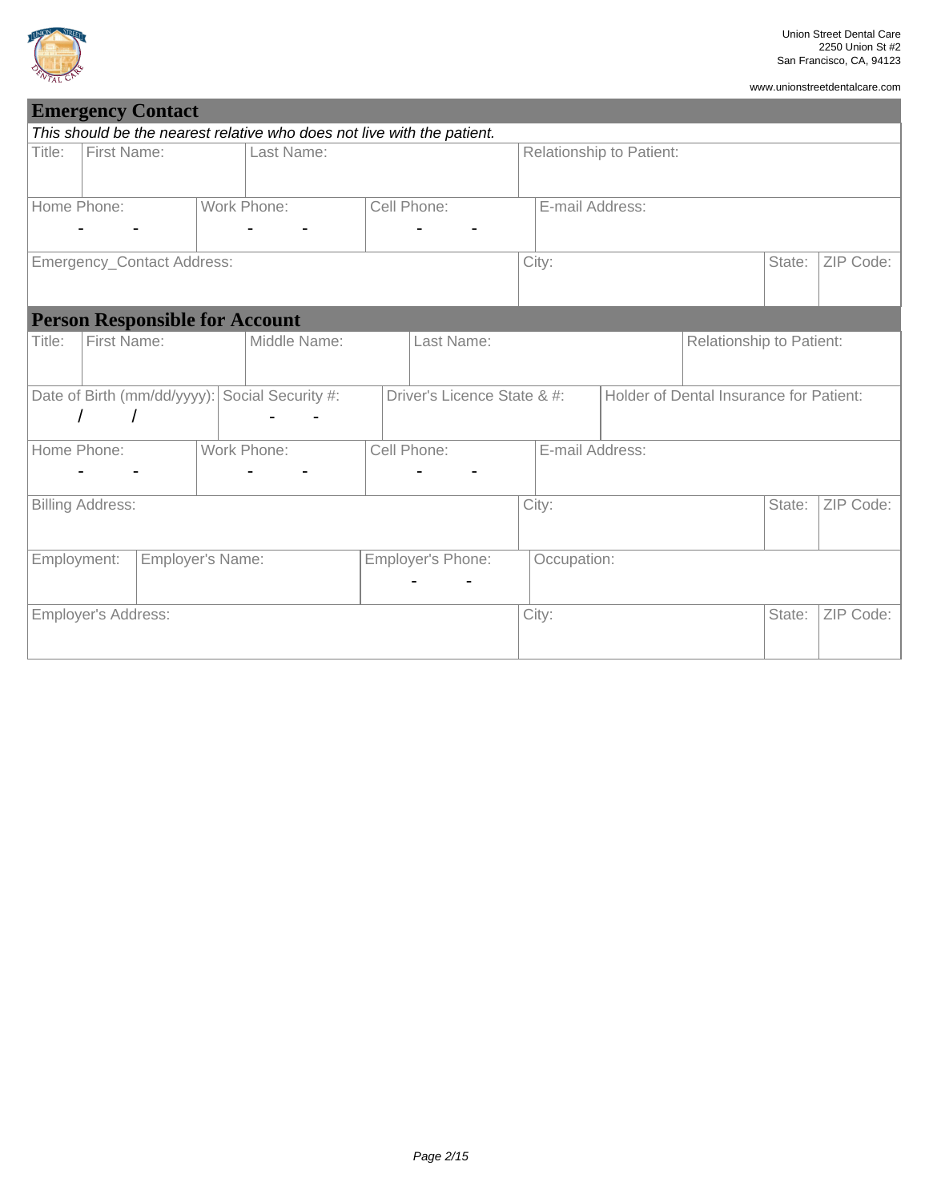Union Street Dental Care
2250 Union St #2
San Francisco, CA, 94123

www.unionstreetdentalcare.com

## Emergency Contact

*This should be the nearest relative who does not live with the patient.*

| Title: | First Name: | Last Name: | Relationship to Patient: |
|---|---|---|---|
| | | | |

| Home Phone: | Work Phone: | Cell Phone: | E-mail Address: |
|---|---|---|---|
| - - | - - | - - | |

| Emergency_Contact Address: | City: | State: | ZIP Code: |
|---|---|---|---|
| | | | |

## Person Responsible for Account

| Title: | First Name: | Middle Name: | Last Name: | Relationship to Patient: |
|---|---|---|---|---|
| | | | | |

| Date of Birth (mm/dd/yyyy): | Social Security #: | Driver's Licence State & #: | Holder of Dental Insurance for Patient: |
|---|---|---|---|
| / / | - - | | |

| Home Phone: | Work Phone: | Cell Phone: | E-mail Address: |
|---|---|---|---|
| - - | - - | - - | |

| Billing Address: | City: | State: | ZIP Code: |
|---|---|---|---|
| | | | |

| Employment: | Employer's Name: | Employer's Phone: | Occupation: |
|---|---|---|---|
| | | - - | |

| Employer's Address: | City: | State: | ZIP Code: |
|---|---|---|---|
| | | | |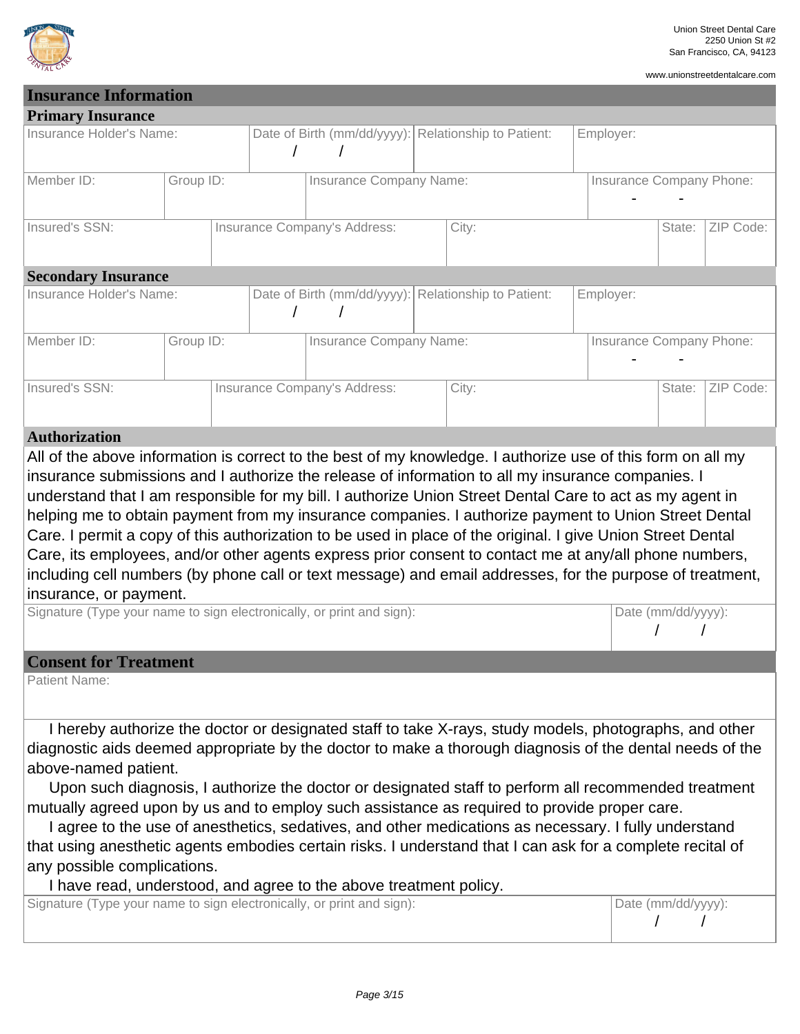Union Street Dental Care
2250 Union St #2
San Francisco, CA, 94123

www.unionstreetdentalcare.com

# Insurance Information

## Primary Insurance

| Insurance Holder's Name: | Date of Birth (mm/dd/yyyy): / / | Relationship to Patient: | Employer: |
|---|---|---|---|
| | | | |

| Member ID: | Group ID: | Insurance Company Name: | Insurance Company Phone: - - |
|---|---|---|---|
| | | | |

| Insured's SSN: | Insurance Company's Address: | City: | State: | ZIP Code: |
|---|---|---|---|---|
| | | | | |

## Secondary Insurance

| Insurance Holder's Name: | Date of Birth (mm/dd/yyyy): / / | Relationship to Patient: | Employer: |
|---|---|---|---|
| | | | |

| Member ID: | Group ID: | Insurance Company Name: | Insurance Company Phone: - - |
|---|---|---|---|
| | | | |

| Insured's SSN: | Insurance Company's Address: | City: | State: | ZIP Code: |
|---|---|---|---|---|
| | | | | |

## Authorization

All of the above information is correct to the best of my knowledge. I authorize use of this form on all my insurance submissions and I authorize the release of information to all my insurance companies. I understand that I am responsible for my bill. I authorize Union Street Dental Care to act as my agent in helping me to obtain payment from my insurance companies. I authorize payment to Union Street Dental Care. I permit a copy of this authorization to be used in place of the original. I give Union Street Dental Care, its employees, and/or other agents express prior consent to contact me at any/all phone numbers, including cell numbers (by phone call or text message) and email addresses, for the purpose of treatment, insurance, or payment.

| Signature (Type your name to sign electronically, or print and sign): | Date (mm/dd/yyyy): / / |
|---|---|
| | |

# Consent for Treatment

Patient Name:

I hereby authorize the doctor or designated staff to take X-rays, study models, photographs, and other diagnostic aids deemed appropriate by the doctor to make a thorough diagnosis of the dental needs of the above-named patient.

Upon such diagnosis, I authorize the doctor or designated staff to perform all recommended treatment mutually agreed upon by us and to employ such assistance as required to provide proper care.

I agree to the use of anesthetics, sedatives, and other medications as necessary. I fully understand that using anesthetic agents embodies certain risks. I understand that I can ask for a complete recital of any possible complications.

I have read, understood, and agree to the above treatment policy.

| Signature (Type your name to sign electronically, or print and sign): | Date (mm/dd/yyyy): / / |
|---|---|
| | |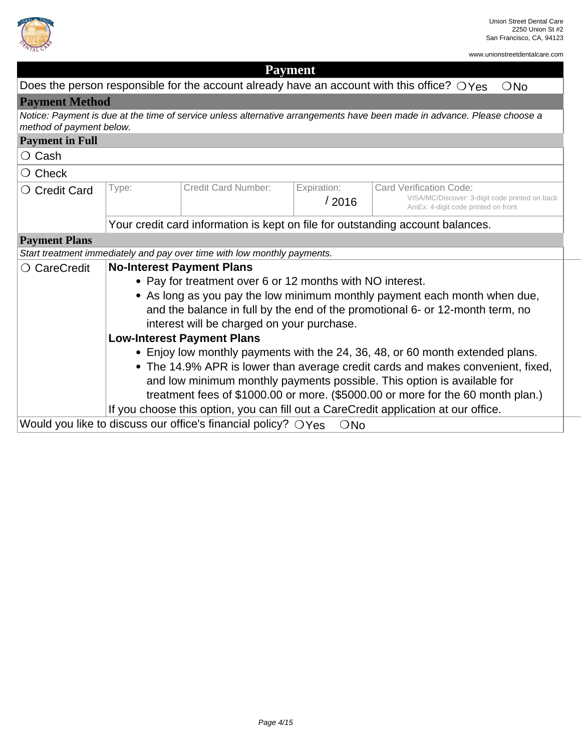Union Street Dental Care
2250 Union St #2
San Francisco, CA, 94123

www.unionstreetdentalcare.com

# Payment

Does the person responsible for the account already have an account with this office? ❍ Yes ❍ No

## Payment Method

*Notice: Payment is due at the time of service unless alternative arrangements have been made in advance. Please choose a method of payment below.*

### Payment in Full

❍ Cash

❍ Check

| ❍ Credit Card | Type: | Credit Card Number: | Expiration: / 2016 | Card Verification Code: VISA/MC/Discover: 3-digit code printed on back; AmEx: 4-digit code printed on front |
|---|---|---|---|---|
| | Your credit card information is kept on file for outstanding account balances. | | | |

### Payment Plans

*Start treatment immediately and pay over time with low monthly payments.*

❍ CareCredit

**No-Interest Payment Plans**

- Pay for treatment over 6 or 12 months with NO interest.
- As long as you pay the low minimum monthly payment each month when due, and the balance in full by the end of the promotional 6- or 12-month term, no interest will be charged on your purchase.

**Low-Interest Payment Plans**

- Enjoy low monthly payments with the 24, 36, 48, or 60 month extended plans.
- The 14.9% APR is lower than average credit cards and makes convenient, fixed, and low minimum monthly payments possible. This option is available for treatment fees of $1000.00 or more. ($5000.00 or more for the 60 month plan.)

If you choose this option, you can fill out a CareCredit application at our office.

Would you like to discuss our office's financial policy? ❍ Yes ❍ No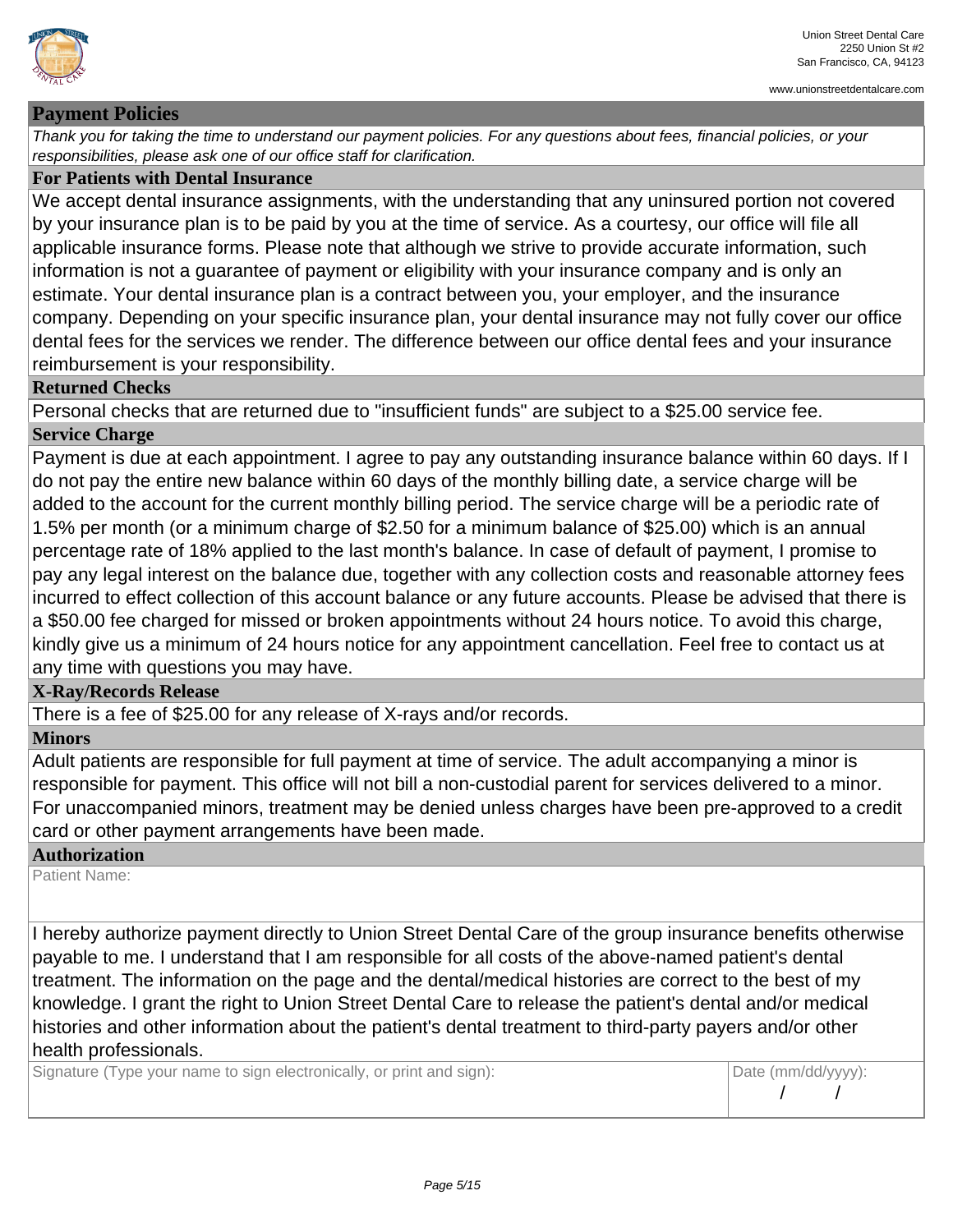Union Street Dental Care
2250 Union St #2
San Francisco, CA, 94123

www.unionstreetdentalcare.com

## Payment Policies

*Thank you for taking the time to understand our payment policies. For any questions about fees, financial policies, or your responsibilities, please ask one of our office staff for clarification.*

### For Patients with Dental Insurance

We accept dental insurance assignments, with the understanding that any uninsured portion not covered by your insurance plan is to be paid by you at the time of service. As a courtesy, our office will file all applicable insurance forms. Please note that although we strive to provide accurate information, such information is not a guarantee of payment or eligibility with your insurance company and is only an estimate. Your dental insurance plan is a contract between you, your employer, and the insurance company. Depending on your specific insurance plan, your dental insurance may not fully cover our office dental fees for the services we render. The difference between our office dental fees and your insurance reimbursement is your responsibility.

### Returned Checks

Personal checks that are returned due to "insufficient funds" are subject to a $25.00 service fee.

### Service Charge

Payment is due at each appointment. I agree to pay any outstanding insurance balance within 60 days. If I do not pay the entire new balance within 60 days of the monthly billing date, a service charge will be added to the account for the current monthly billing period. The service charge will be a periodic rate of 1.5% per month (or a minimum charge of $2.50 for a minimum balance of $25.00) which is an annual percentage rate of 18% applied to the last month's balance. In case of default of payment, I promise to pay any legal interest on the balance due, together with any collection costs and reasonable attorney fees incurred to effect collection of this account balance or any future accounts. Please be advised that there is a $50.00 fee charged for missed or broken appointments without 24 hours notice. To avoid this charge, kindly give us a minimum of 24 hours notice for any appointment cancellation. Feel free to contact us at any time with questions you may have.

### X-Ray/Records Release

There is a fee of $25.00 for any release of X-rays and/or records.

### Minors

Adult patients are responsible for full payment at time of service. The adult accompanying a minor is responsible for payment. This office will not bill a non-custodial parent for services delivered to a minor. For unaccompanied minors, treatment may be denied unless charges have been pre-approved to a credit card or other payment arrangements have been made.

### Authorization

Patient Name:

I hereby authorize payment directly to Union Street Dental Care of the group insurance benefits otherwise payable to me. I understand that I am responsible for all costs of the above-named patient's dental treatment. The information on the page and the dental/medical histories are correct to the best of my knowledge. I grant the right to Union Street Dental Care to release the patient's dental and/or medical histories and other information about the patient's dental treatment to third-party payers and/or other health professionals.

| Signature (Type your name to sign electronically, or print and sign): | Date (mm/dd/yyyy): |
|---|---|
| | / / |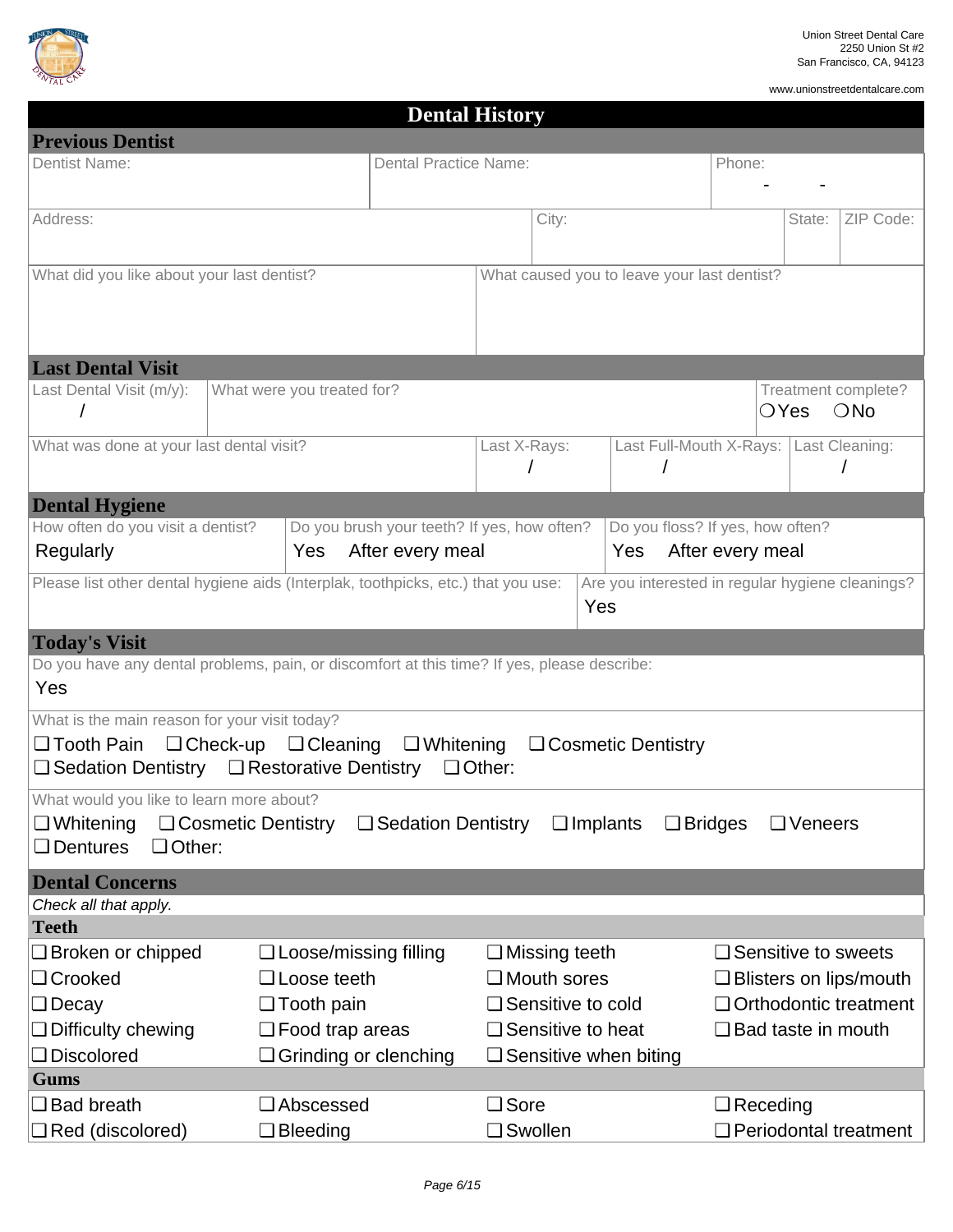Union Street Dental Care
2250 Union St #2
San Francisco, CA, 94123

www.unionstreetdentalcare.com

# Dental History

## Previous Dentist

| Dentist Name: | Dental Practice Name: | Phone: - - |
|---|---|---|

| Address: | City: | State: | ZIP Code: |
|---|---|---|---|

| What did you like about your last dentist? | What caused you to leave your last dentist? |
|---|---|

## Last Dental Visit

| Last Dental Visit (m/y): / | What were you treated for? | Treatment complete? ❍Yes ❍No |
|---|---|---|

| What was done at your last dental visit? | Last X-Rays: / | Last Full-Mouth X-Rays: / | Last Cleaning: / |
|---|---|---|---|

## Dental Hygiene

| How often do you visit a dentist? | Do you brush your teeth? If yes, how often? | Do you floss? If yes, how often? |
|---|---|---|
| Regularly | Yes After every meal | Yes After every meal |

| Please list other dental hygiene aids (Interplak, toothpicks, etc.) that you use: | Are you interested in regular hygiene cleanings? |
|---|---|
| | Yes |

## Today's Visit

Do you have any dental problems, pain, or discomfort at this time? If yes, please describe:

Yes

What is the main reason for your visit today?

❑ Tooth Pain ❑ Check-up ❑ Cleaning ❑ Whitening ❑ Cosmetic Dentistry
❑ Sedation Dentistry ❑ Restorative Dentistry ❑ Other:

What would you like to learn more about?

❑ Whitening ❑ Cosmetic Dentistry ❑ Sedation Dentistry ❑ Implants ❑ Bridges ❑ Veneers
❑ Dentures ❑ Other:

## Dental Concerns

*Check all that apply.*

### Teeth

| | | | |
|---|---|---|---|
| ❑ Broken or chipped | ❑ Loose/missing filling | ❑ Missing teeth | ❑ Sensitive to sweets |
| ❑ Crooked | ❑ Loose teeth | ❑ Mouth sores | ❑ Blisters on lips/mouth |
| ❑ Decay | ❑ Tooth pain | ❑ Sensitive to cold | ❑ Orthodontic treatment |
| ❑ Difficulty chewing | ❑ Food trap areas | ❑ Sensitive to heat | ❑ Bad taste in mouth |
| ❑ Discolored | ❑ Grinding or clenching | ❑ Sensitive when biting | |

### Gums

| | | | |
|---|---|---|---|
| ❑ Bad breath | ❑ Abscessed | ❑ Sore | ❑ Receding |
| ❑ Red (discolored) | ❑ Bleeding | ❑ Swollen | ❑ Periodontal treatment |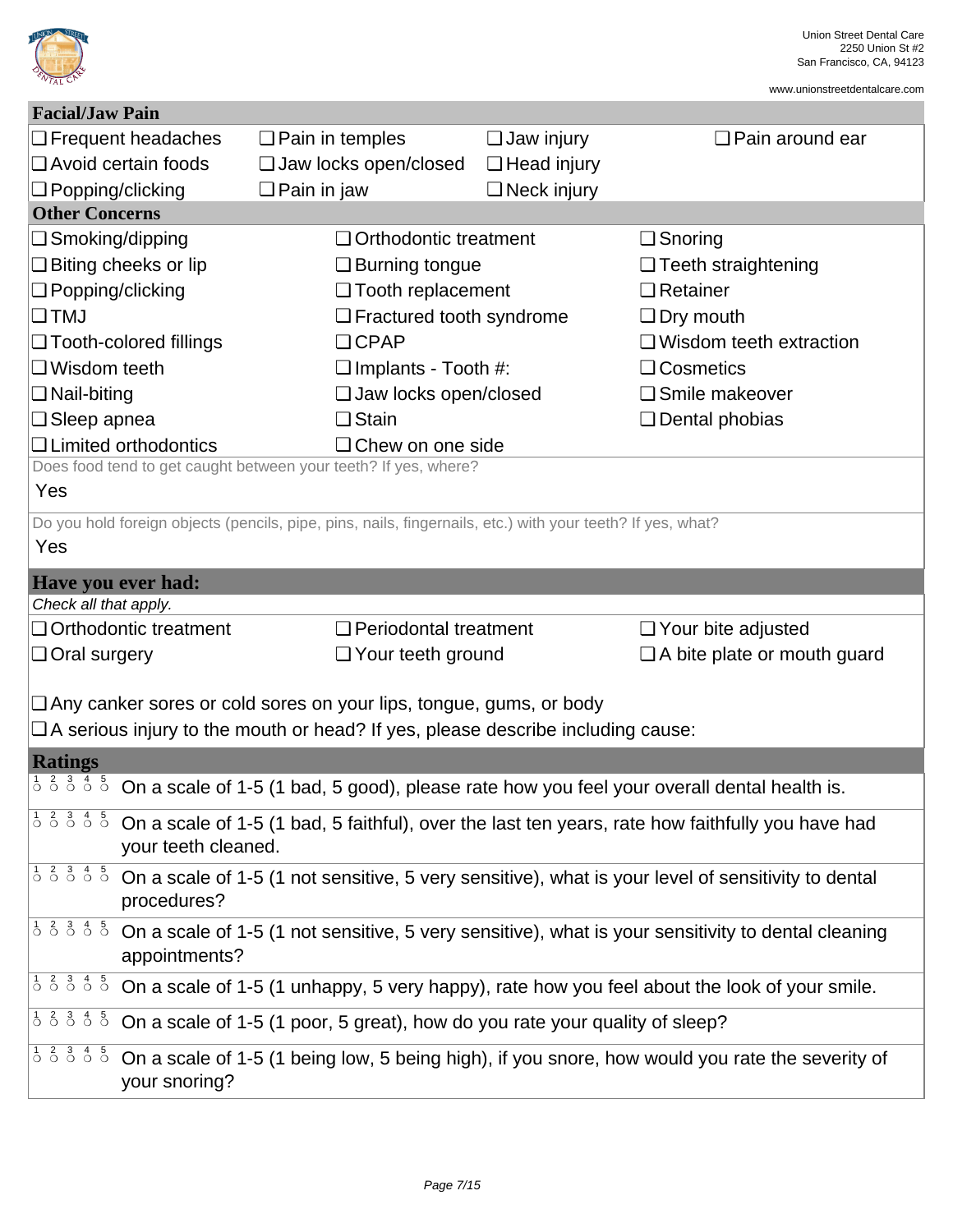## Facial/Jaw Pain

| | | | |
|---|---|---|---|
| ❑ Frequent headaches | ❑ Pain in temples | ❑ Jaw injury | ❑ Pain around ear |
| ❑ Avoid certain foods | ❑ Jaw locks open/closed | ❑ Head injury | |
| ❑ Popping/clicking | ❑ Pain in jaw | ❑ Neck injury | |

## Other Concerns

| | | |
|---|---|---|
| ❑ Smoking/dipping | ❑ Orthodontic treatment | ❑ Snoring |
| ❑ Biting cheeks or lip | ❑ Burning tongue | ❑ Teeth straightening |
| ❑ Popping/clicking | ❑ Tooth replacement | ❑ Retainer |
| ❑ TMJ | ❑ Fractured tooth syndrome | ❑ Dry mouth |
| ❑ Tooth-colored fillings | ❑ CPAP | ❑ Wisdom teeth extraction |
| ❑ Wisdom teeth | ❑ Implants - Tooth #: | ❑ Cosmetics |
| ❑ Nail-biting | ❑ Jaw locks open/closed | ❑ Smile makeover |
| ❑ Sleep apnea | ❑ Stain | ❑ Dental phobias |
| ❑ Limited orthodontics | ❑ Chew on one side | |

Does food tend to get caught between your teeth? If yes, where?

Yes

Do you hold foreign objects (pencils, pipe, pins, nails, fingernails, etc.) with your teeth? If yes, what?

Yes

## Have you ever had:

*Check all that apply.*

| | | |
|---|---|---|
| ❑ Orthodontic treatment | ❑ Periodontal treatment | ❑ Your bite adjusted |
| ❑ Oral surgery | ❑ Your teeth ground | ❑ A bite plate or mouth guard |

❑ Any canker sores or cold sores on your lips, tongue, gums, or body

❑ A serious injury to the mouth or head? If yes, please describe including cause:

## Ratings

- 1 ○ 2 ○ 3 ○ 4 ○ 5 ○ On a scale of 1-5 (1 bad, 5 good), please rate how you feel your overall dental health is.
- 1 ○ 2 ○ 3 ○ 4 ○ 5 ○ On a scale of 1-5 (1 bad, 5 faithful), over the last ten years, rate how faithfully you have had your teeth cleaned.
- 1 ○ 2 ○ 3 ○ 4 ○ 5 ○ On a scale of 1-5 (1 not sensitive, 5 very sensitive), what is your level of sensitivity to dental procedures?
- 1 ○ 2 ○ 3 ○ 4 ○ 5 ○ On a scale of 1-5 (1 not sensitive, 5 very sensitive), what is your sensitivity to dental cleaning appointments?
- 1 ○ 2 ○ 3 ○ 4 ○ 5 ○ On a scale of 1-5 (1 unhappy, 5 very happy), rate how you feel about the look of your smile.
- 1 ○ 2 ○ 3 ○ 4 ○ 5 ○ On a scale of 1-5 (1 poor, 5 great), how do you rate your quality of sleep?
- 1 ○ 2 ○ 3 ○ 4 ○ 5 ○ On a scale of 1-5 (1 being low, 5 being high), if you snore, how would you rate the severity of your snoring?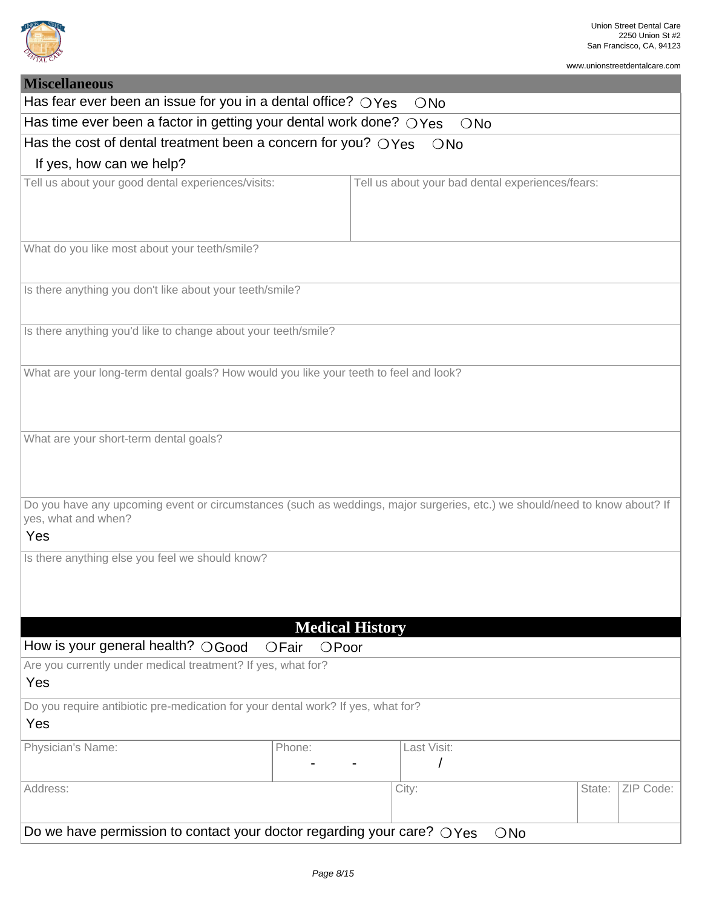Union Street Dental Care
2250 Union St #2
San Francisco, CA, 94123

www.unionstreetdentalcare.com

## Miscellaneous

Has fear ever been an issue for you in a dental office? ○ Yes ○ No

Has time ever been a factor in getting your dental work done? ○ Yes ○ No

Has the cost of dental treatment been a concern for you? ○ Yes ○ No

If yes, how can we help?

| Tell us about your good dental experiences/visits: | Tell us about your bad dental experiences/fears: |
|---|---|
| | |

What do you like most about your teeth/smile?

Is there anything you don't like about your teeth/smile?

Is there anything you'd like to change about your teeth/smile?

What are your long-term dental goals? How would you like your teeth to feel and look?

What are your short-term dental goals?

Do you have any upcoming event or circumstances (such as weddings, major surgeries, etc.) we should/need to know about? If yes, what and when?

Yes

Is there anything else you feel we should know?

## Medical History

How is your general health? ○ Good ○ Fair ○ Poor

Are you currently under medical treatment? If yes, what for?

Yes

Do you require antibiotic pre-medication for your dental work? If yes, what for?

Yes

| Physician's Name: | Phone: | Last Visit: | | |
|---|---|---|---|---|
| | - - | / | | |
| **Address:** | | **City:** | **State:** | **ZIP Code:** |
| | | | | |

Do we have permission to contact your doctor regarding your care? ○ Yes ○ No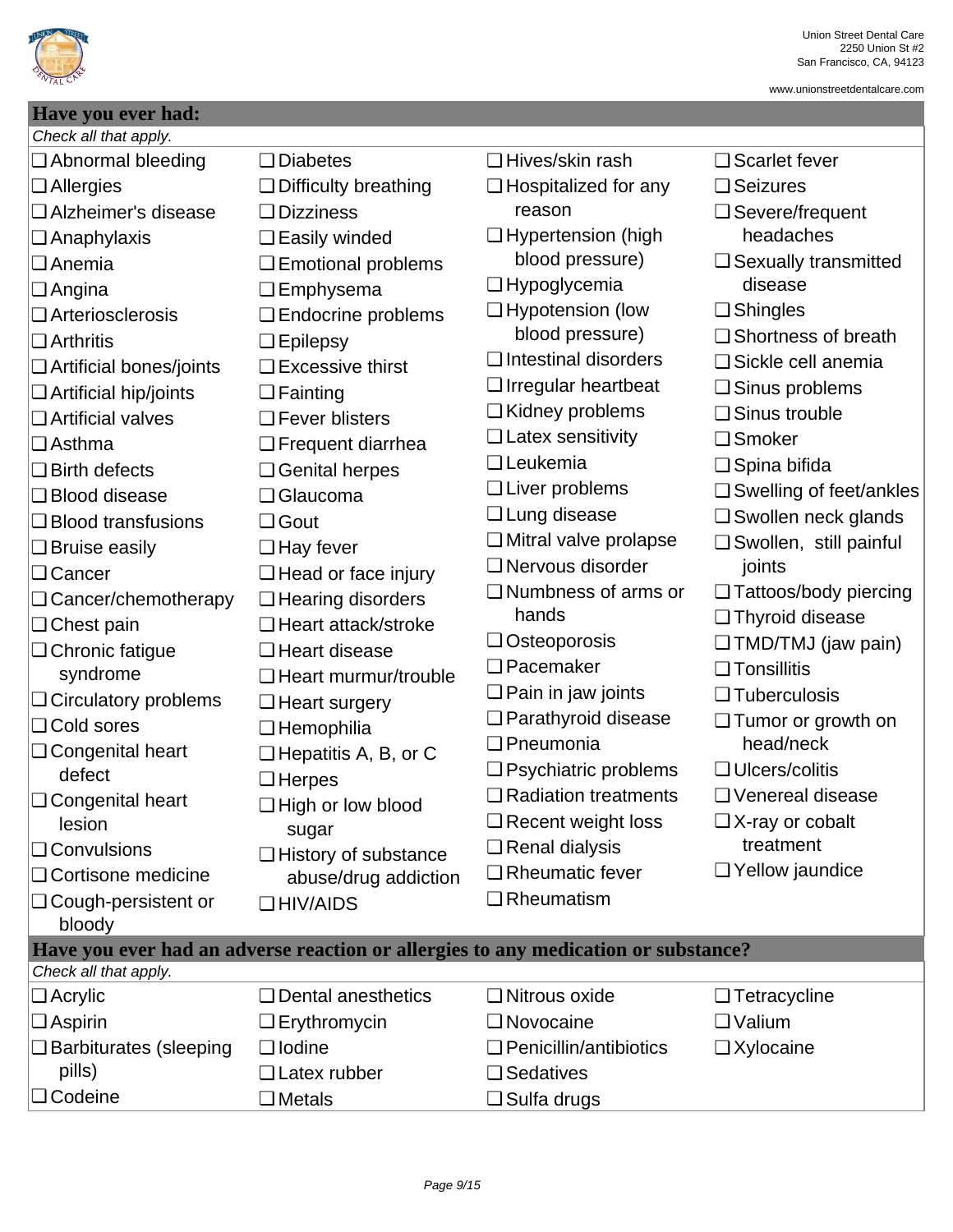Union Street Dental Care
2250 Union St #2
San Francisco, CA, 94123

www.unionstreetdentalcare.com

## Have you ever had:

*Check all that apply.*

- ❑ Abnormal bleeding
- ❑ Allergies
- ❑ Alzheimer's disease
- ❑ Anaphylaxis
- ❑ Anemia
- ❑ Angina
- ❑ Arteriosclerosis
- ❑ Arthritis
- ❑ Artificial bones/joints
- ❑ Artificial hip/joints
- ❑ Artificial valves
- ❑ Asthma
- ❑ Birth defects
- ❑ Blood disease
- ❑ Blood transfusions
- ❑ Bruise easily
- ❑ Cancer
- ❑ Cancer/chemotherapy
- ❑ Chest pain
- ❑ Chronic fatigue syndrome
- ❑ Circulatory problems
- ❑ Cold sores
- ❑ Congenital heart defect
- ❑ Congenital heart lesion
- ❑ Convulsions
- ❑ Cortisone medicine
- ❑ Cough-persistent or bloody
- ❑ Diabetes
- ❑ Difficulty breathing
- ❑ Dizziness
- ❑ Easily winded
- ❑ Emotional problems
- ❑ Emphysema
- ❑ Endocrine problems
- ❑ Epilepsy
- ❑ Excessive thirst
- ❑ Fainting
- ❑ Fever blisters
- ❑ Frequent diarrhea
- ❑ Genital herpes
- ❑ Glaucoma
- ❑ Gout
- ❑ Hay fever
- ❑ Head or face injury
- ❑ Hearing disorders
- ❑ Heart attack/stroke
- ❑ Heart disease
- ❑ Heart murmur/trouble
- ❑ Heart surgery
- ❑ Hemophilia
- ❑ Hepatitis A, B, or C
- ❑ Herpes
- ❑ High or low blood sugar
- ❑ History of substance abuse/drug addiction
- ❑ HIV/AIDS
- ❑ Hives/skin rash
- ❑ Hospitalized for any reason
- ❑ Hypertension (high blood pressure)
- ❑ Hypoglycemia
- ❑ Hypotension (low blood pressure)
- ❑ Intestinal disorders
- ❑ Irregular heartbeat
- ❑ Kidney problems
- ❑ Latex sensitivity
- ❑ Leukemia
- ❑ Liver problems
- ❑ Lung disease
- ❑ Mitral valve prolapse
- ❑ Nervous disorder
- ❑ Numbness of arms or hands
- ❑ Osteoporosis
- ❑ Pacemaker
- ❑ Pain in jaw joints
- ❑ Parathyroid disease
- ❑ Pneumonia
- ❑ Psychiatric problems
- ❑ Radiation treatments
- ❑ Recent weight loss
- ❑ Renal dialysis
- ❑ Rheumatic fever
- ❑ Rheumatism
- ❑ Scarlet fever
- ❑ Seizures
- ❑ Severe/frequent headaches
- ❑ Sexually transmitted disease
- ❑ Shingles
- ❑ Shortness of breath
- ❑ Sickle cell anemia
- ❑ Sinus problems
- ❑ Sinus trouble
- ❑ Smoker
- ❑ Spina bifida
- ❑ Swelling of feet/ankles
- ❑ Swollen neck glands
- ❑ Swollen, still painful joints
- ❑ Tattoos/body piercing
- ❑ Thyroid disease
- ❑ TMD/TMJ (jaw pain)
- ❑ Tonsillitis
- ❑ Tuberculosis
- ❑ Tumor or growth on head/neck
- ❑ Ulcers/colitis
- ❑ Venereal disease
- ❑ X-ray or cobalt treatment
- ❑ Yellow jaundice

## Have you ever had an adverse reaction or allergies to any medication or substance?

*Check all that apply.*

- ❑ Acrylic
- ❑ Aspirin
- ❑ Barbiturates (sleeping pills)
- ❑ Codeine
- ❑ Dental anesthetics
- ❑ Erythromycin
- ❑ Iodine
- ❑ Latex rubber
- ❑ Metals
- ❑ Nitrous oxide
- ❑ Novocaine
- ❑ Penicillin/antibiotics
- ❑ Sedatives
- ❑ Sulfa drugs
- ❑ Tetracycline
- ❑ Valium
- ❑ Xylocaine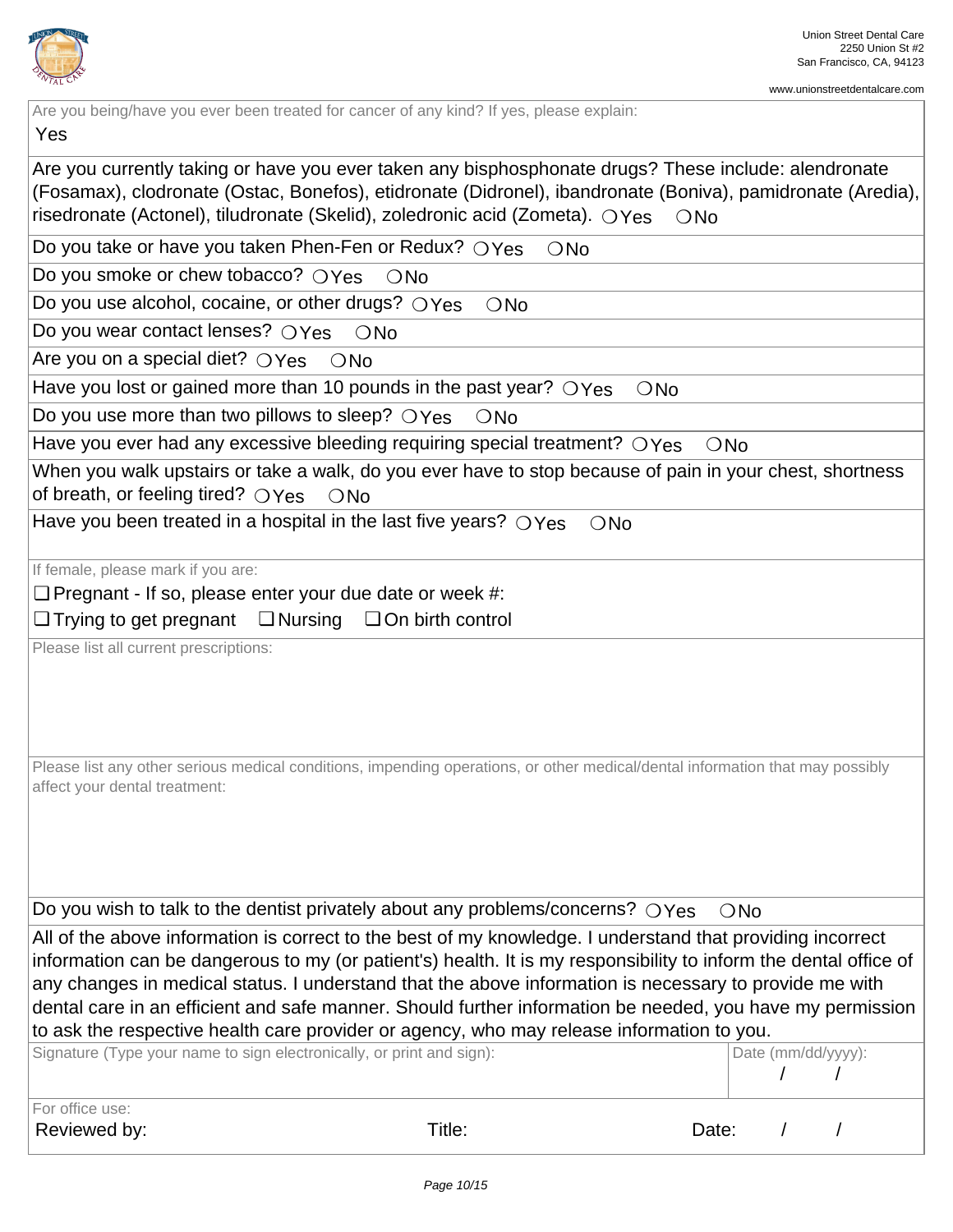Union Street Dental Care
2250 Union St #2
San Francisco, CA, 94123

www.unionstreetdentalcare.com

Are you being/have you ever been treated for cancer of any kind? If yes, please explain:

Yes

Are you currently taking or have you ever taken any bisphosphonate drugs? These include: alendronate (Fosamax), clodronate (Ostac, Bonefos), etidronate (Didronel), ibandronate (Boniva), pamidronate (Aredia), risedronate (Actonel), tiludronate (Skelid), zoledronic acid (Zometa). ❍ Yes ❍ No

Do you take or have you taken Phen-Fen or Redux? ❍ Yes ❍ No

Do you smoke or chew tobacco? ❍ Yes ❍ No

Do you use alcohol, cocaine, or other drugs? ❍ Yes ❍ No

Do you wear contact lenses? ❍ Yes ❍ No

Are you on a special diet? ❍ Yes ❍ No

Have you lost or gained more than 10 pounds in the past year? ❍ Yes ❍ No

Do you use more than two pillows to sleep? ❍ Yes ❍ No

Have you ever had any excessive bleeding requiring special treatment? ❍ Yes ❍ No

When you walk upstairs or take a walk, do you ever have to stop because of pain in your chest, shortness of breath, or feeling tired? ❍ Yes ❍ No

Have you been treated in a hospital in the last five years? ❍ Yes ❍ No

If female, please mark if you are:

❑ Pregnant - If so, please enter your due date or week #:

❑ Trying to get pregnant ❑ Nursing ❑ On birth control

Please list all current prescriptions:

Please list any other serious medical conditions, impending operations, or other medical/dental information that may possibly affect your dental treatment:

Do you wish to talk to the dentist privately about any problems/concerns? ❍ Yes ❍ No

All of the above information is correct to the best of my knowledge. I understand that providing incorrect information can be dangerous to my (or patient's) health. It is my responsibility to inform the dental office of any changes in medical status. I understand that the above information is necessary to provide me with dental care in an efficient and safe manner. Should further information be needed, you have my permission to ask the respective health care provider or agency, who may release information to you.

| Signature (Type your name to sign electronically, or print and sign): | Date (mm/dd/yyyy): / / |
| --- | --- |

For office use:

Reviewed by: Title: Date: / /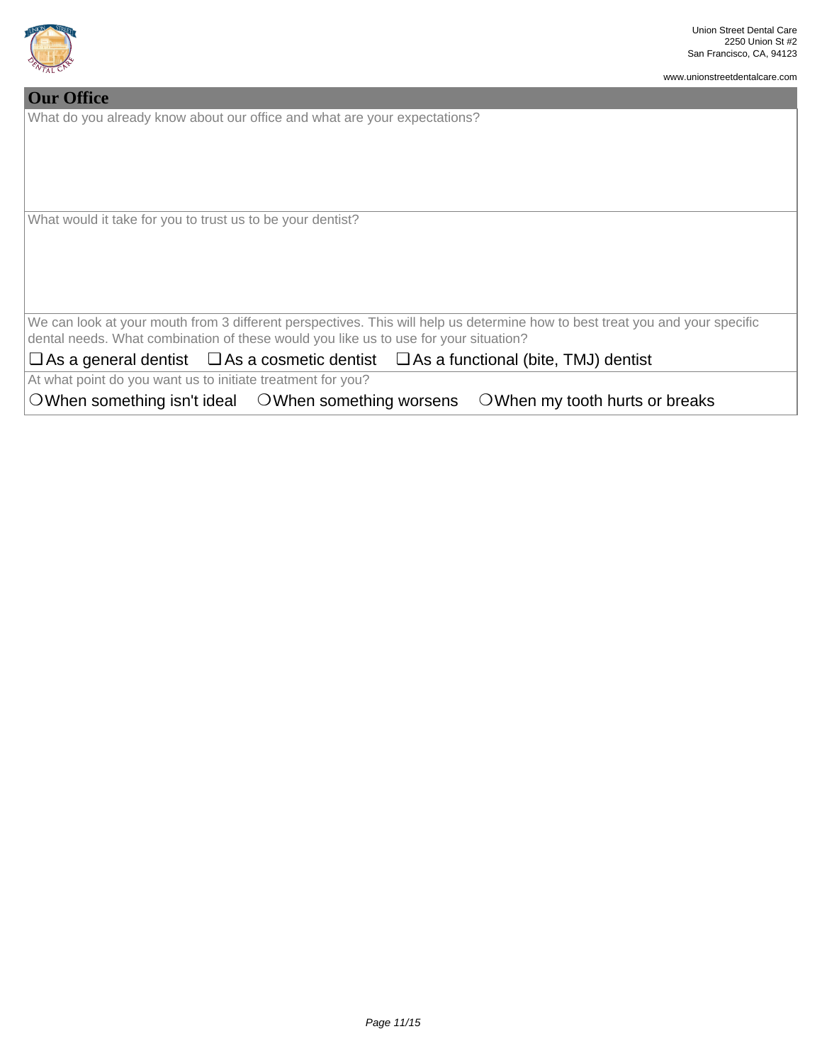Union Street Dental Care
2250 Union St #2
San Francisco, CA, 94123

www.unionstreetdentalcare.com

## Our Office

What do you already know about our office and what are your expectations?

What would it take for you to trust us to be your dentist?

We can look at your mouth from 3 different perspectives. This will help us determine how to best treat you and your specific dental needs. What combination of these would you like us to use for your situation?

- ☐ As a general dentist
- ☐ As a cosmetic dentist
- ☐ As a functional (bite, TMJ) dentist

At what point do you want us to initiate treatment for you?

- ○ When something isn't ideal
- ○ When something worsens
- ○ When my tooth hurts or breaks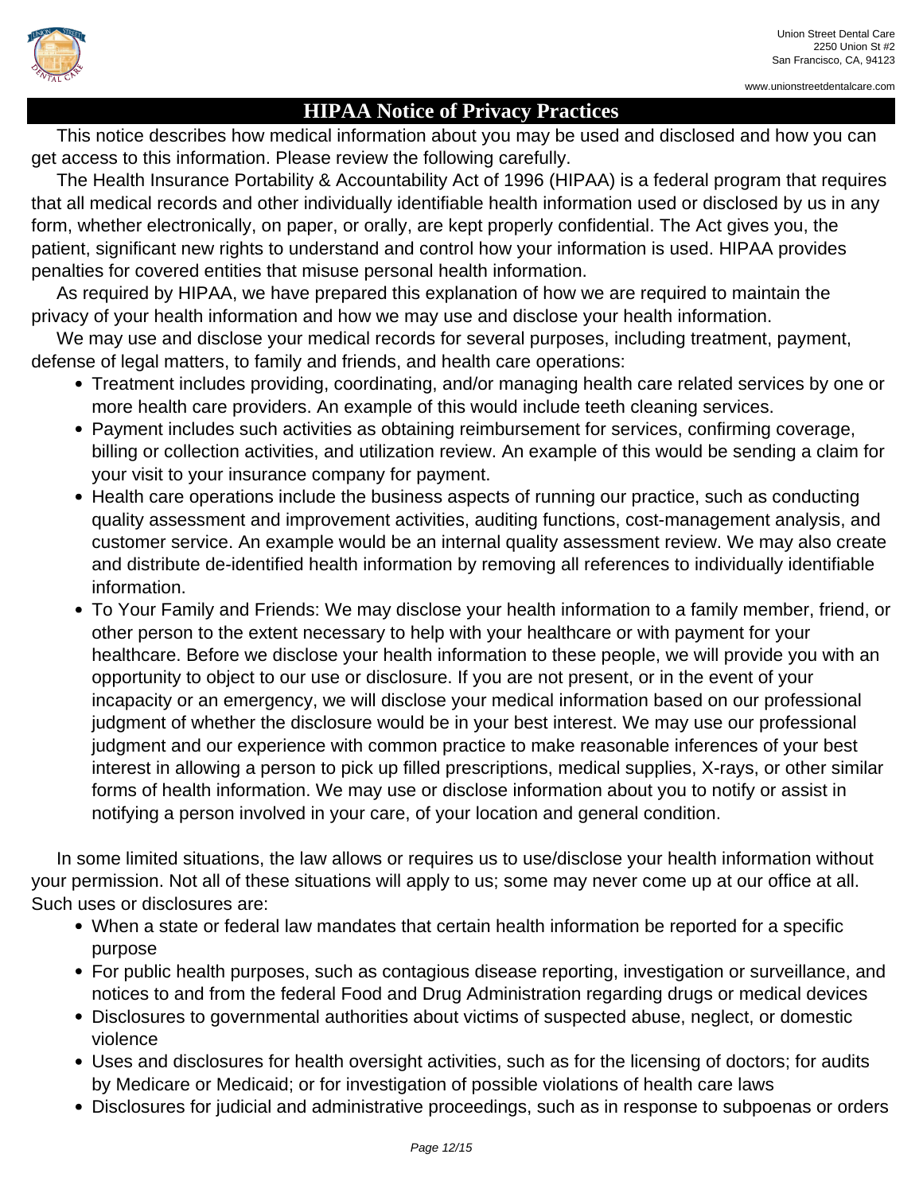Union Street Dental Care
2250 Union St #2
San Francisco, CA, 94123

www.unionstreetdentalcare.com

# HIPAA Notice of Privacy Practices

This notice describes how medical information about you may be used and disclosed and how you can get access to this information. Please review the following carefully.

The Health Insurance Portability & Accountability Act of 1996 (HIPAA) is a federal program that requires that all medical records and other individually identifiable health information used or disclosed by us in any form, whether electronically, on paper, or orally, are kept properly confidential. The Act gives you, the patient, significant new rights to understand and control how your information is used. HIPAA provides penalties for covered entities that misuse personal health information.

As required by HIPAA, we have prepared this explanation of how we are required to maintain the privacy of your health information and how we may use and disclose your health information.

We may use and disclose your medical records for several purposes, including treatment, payment, defense of legal matters, to family and friends, and health care operations:

- Treatment includes providing, coordinating, and/or managing health care related services by one or more health care providers. An example of this would include teeth cleaning services.
- Payment includes such activities as obtaining reimbursement for services, confirming coverage, billing or collection activities, and utilization review. An example of this would be sending a claim for your visit to your insurance company for payment.
- Health care operations include the business aspects of running our practice, such as conducting quality assessment and improvement activities, auditing functions, cost-management analysis, and customer service. An example would be an internal quality assessment review. We may also create and distribute de-identified health information by removing all references to individually identifiable information.
- To Your Family and Friends: We may disclose your health information to a family member, friend, or other person to the extent necessary to help with your healthcare or with payment for your healthcare. Before we disclose your health information to these people, we will provide you with an opportunity to object to our use or disclosure. If you are not present, or in the event of your incapacity or an emergency, we will disclose your medical information based on our professional judgment of whether the disclosure would be in your best interest. We may use our professional judgment and our experience with common practice to make reasonable inferences of your best interest in allowing a person to pick up filled prescriptions, medical supplies, X-rays, or other similar forms of health information. We may use or disclose information about you to notify or assist in notifying a person involved in your care, of your location and general condition.

In some limited situations, the law allows or requires us to use/disclose your health information without your permission. Not all of these situations will apply to us; some may never come up at our office at all. Such uses or disclosures are:

- When a state or federal law mandates that certain health information be reported for a specific purpose
- For public health purposes, such as contagious disease reporting, investigation or surveillance, and notices to and from the federal Food and Drug Administration regarding drugs or medical devices
- Disclosures to governmental authorities about victims of suspected abuse, neglect, or domestic violence
- Uses and disclosures for health oversight activities, such as for the licensing of doctors; for audits by Medicare or Medicaid; or for investigation of possible violations of health care laws
- Disclosures for judicial and administrative proceedings, such as in response to subpoenas or orders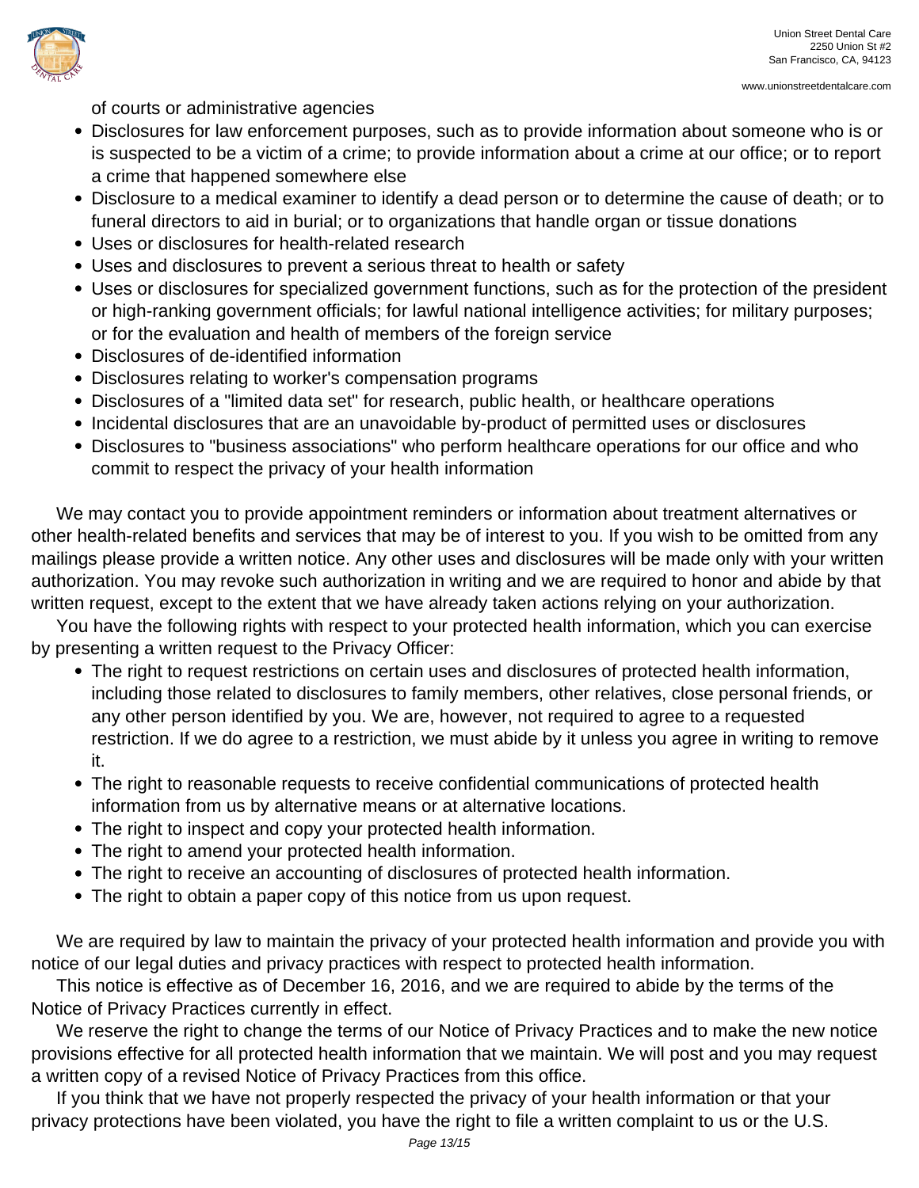of courts or administrative agencies

- Disclosures for law enforcement purposes, such as to provide information about someone who is or is suspected to be a victim of a crime; to provide information about a crime at our office; or to report a crime that happened somewhere else
- Disclosure to a medical examiner to identify a dead person or to determine the cause of death; or to funeral directors to aid in burial; or to organizations that handle organ or tissue donations
- Uses or disclosures for health-related research
- Uses and disclosures to prevent a serious threat to health or safety
- Uses or disclosures for specialized government functions, such as for the protection of the president or high-ranking government officials; for lawful national intelligence activities; for military purposes; or for the evaluation and health of members of the foreign service
- Disclosures of de-identified information
- Disclosures relating to worker's compensation programs
- Disclosures of a "limited data set" for research, public health, or healthcare operations
- Incidental disclosures that are an unavoidable by-product of permitted uses or disclosures
- Disclosures to "business associations" who perform healthcare operations for our office and who commit to respect the privacy of your health information

We may contact you to provide appointment reminders or information about treatment alternatives or other health-related benefits and services that may be of interest to you. If you wish to be omitted from any mailings please provide a written notice. Any other uses and disclosures will be made only with your written authorization. You may revoke such authorization in writing and we are required to honor and abide by that written request, except to the extent that we have already taken actions relying on your authorization.

You have the following rights with respect to your protected health information, which you can exercise by presenting a written request to the Privacy Officer:

- The right to request restrictions on certain uses and disclosures of protected health information, including those related to disclosures to family members, other relatives, close personal friends, or any other person identified by you. We are, however, not required to agree to a requested restriction. If we do agree to a restriction, we must abide by it unless you agree in writing to remove it.
- The right to reasonable requests to receive confidential communications of protected health information from us by alternative means or at alternative locations.
- The right to inspect and copy your protected health information.
- The right to amend your protected health information.
- The right to receive an accounting of disclosures of protected health information.
- The right to obtain a paper copy of this notice from us upon request.

We are required by law to maintain the privacy of your protected health information and provide you with notice of our legal duties and privacy practices with respect to protected health information.

This notice is effective as of December 16, 2016, and we are required to abide by the terms of the Notice of Privacy Practices currently in effect.

We reserve the right to change the terms of our Notice of Privacy Practices and to make the new notice provisions effective for all protected health information that we maintain. We will post and you may request a written copy of a revised Notice of Privacy Practices from this office.

If you think that we have not properly respected the privacy of your health information or that your privacy protections have been violated, you have the right to file a written complaint to us or the U.S.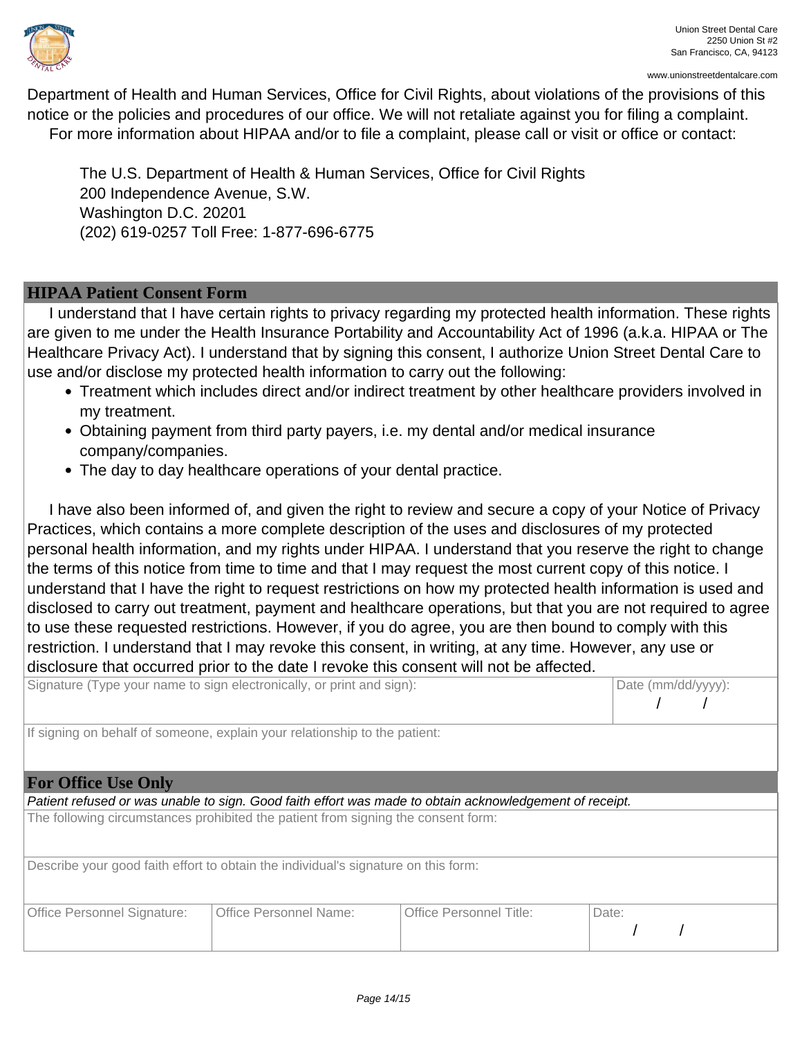Department of Health and Human Services, Office for Civil Rights, about violations of the provisions of this notice or the policies and procedures of our office. We will not retaliate against you for filing a complaint.
For more information about HIPAA and/or to file a complaint, please call or visit or office or contact:

The U.S. Department of Health & Human Services, Office for Civil Rights
200 Independence Avenue, S.W.
Washington D.C. 20201
(202) 619-0257 Toll Free: 1-877-696-6775

## HIPAA Patient Consent Form

I understand that I have certain rights to privacy regarding my protected health information. These rights are given to me under the Health Insurance Portability and Accountability Act of 1996 (a.k.a. HIPAA or The Healthcare Privacy Act). I understand that by signing this consent, I authorize Union Street Dental Care to use and/or disclose my protected health information to carry out the following:

- Treatment which includes direct and/or indirect treatment by other healthcare providers involved in my treatment.
- Obtaining payment from third party payers, i.e. my dental and/or medical insurance company/companies.
- The day to day healthcare operations of your dental practice.

I have also been informed of, and given the right to review and secure a copy of your Notice of Privacy Practices, which contains a more complete description of the uses and disclosures of my protected personal health information, and my rights under HIPAA. I understand that you reserve the right to change the terms of this notice from time to time and that I may request the most current copy of this notice. I understand that I have the right to request restrictions on how my protected health information is used and disclosed to carry out treatment, payment and healthcare operations, but that you are not required to agree to use these requested restrictions. However, if you do agree, you are then bound to comply with this restriction. I understand that I may revoke this consent, in writing, at any time. However, any use or disclosure that occurred prior to the date I revoke this consent will not be affected.

| Signature (Type your name to sign electronically, or print and sign): | Date (mm/dd/yyyy): / / |
|---|---|

If signing on behalf of someone, explain your relationship to the patient:

## For Office Use Only

*Patient refused or was unable to sign. Good faith effort was made to obtain acknowledgement of receipt.*

The following circumstances prohibited the patient from signing the consent form:

Describe your good faith effort to obtain the individual's signature on this form:

| Office Personnel Signature: | Office Personnel Name: | Office Personnel Title: | Date: / / |
|---|---|---|---|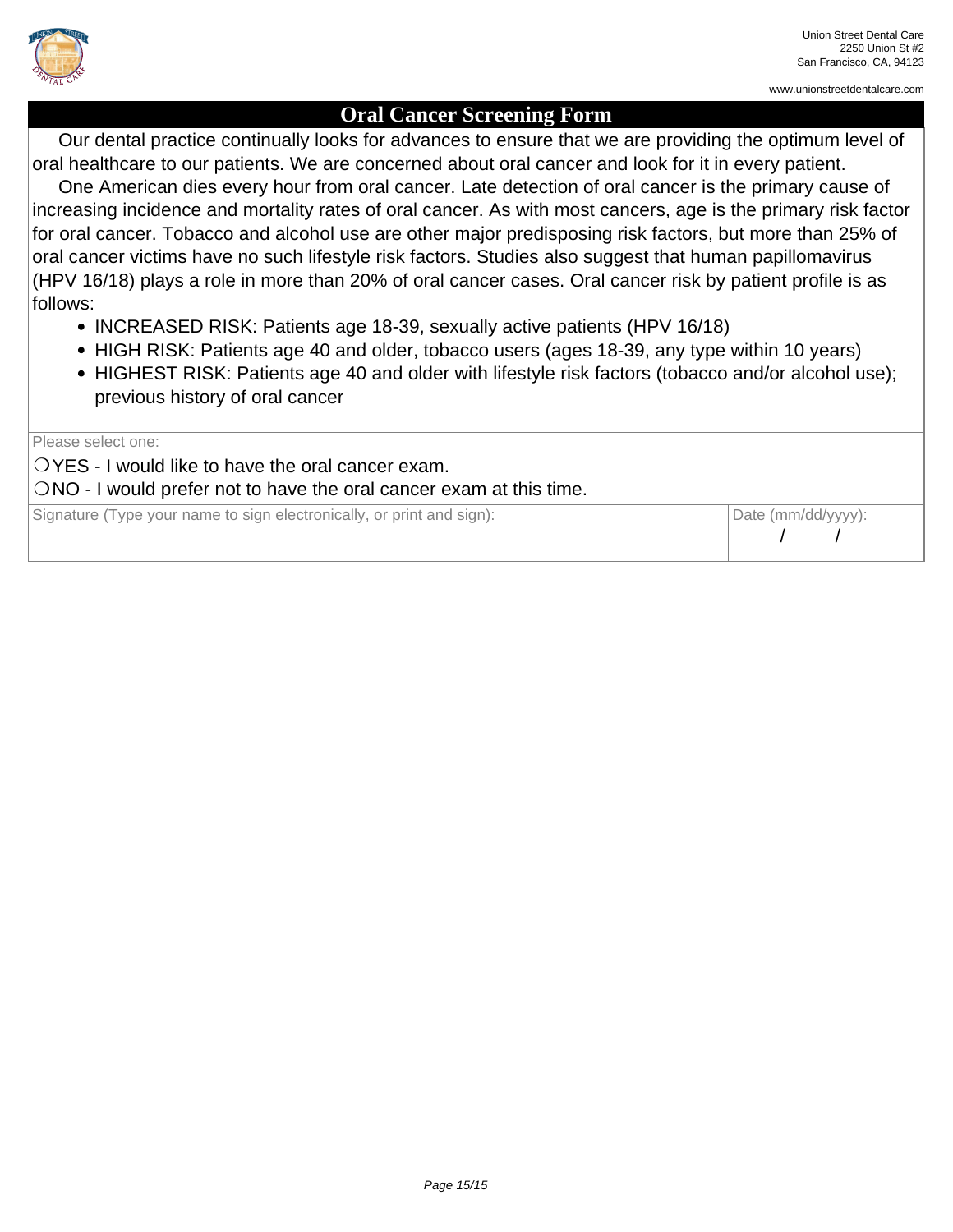Union Street Dental Care
2250 Union St #2
San Francisco, CA, 94123

www.unionstreetdentalcare.com

# Oral Cancer Screening Form

Our dental practice continually looks for advances to ensure that we are providing the optimum level of oral healthcare to our patients. We are concerned about oral cancer and look for it in every patient.

One American dies every hour from oral cancer. Late detection of oral cancer is the primary cause of increasing incidence and mortality rates of oral cancer. As with most cancers, age is the primary risk factor for oral cancer. Tobacco and alcohol use are other major predisposing risk factors, but more than 25% of oral cancer victims have no such lifestyle risk factors. Studies also suggest that human papillomavirus (HPV 16/18) plays a role in more than 20% of oral cancer cases. Oral cancer risk by patient profile is as follows:

- INCREASED RISK: Patients age 18-39, sexually active patients (HPV 16/18)
- HIGH RISK: Patients age 40 and older, tobacco users (ages 18-39, any type within 10 years)
- HIGHEST RISK: Patients age 40 and older with lifestyle risk factors (tobacco and/or alcohol use); previous history of oral cancer

Please select one:

❍ YES - I would like to have the oral cancer exam.

❍ NO - I would prefer not to have the oral cancer exam at this time.

| Signature (Type your name to sign electronically, or print and sign): | Date (mm/dd/yyyy): |
| --- | --- |
| | / / |